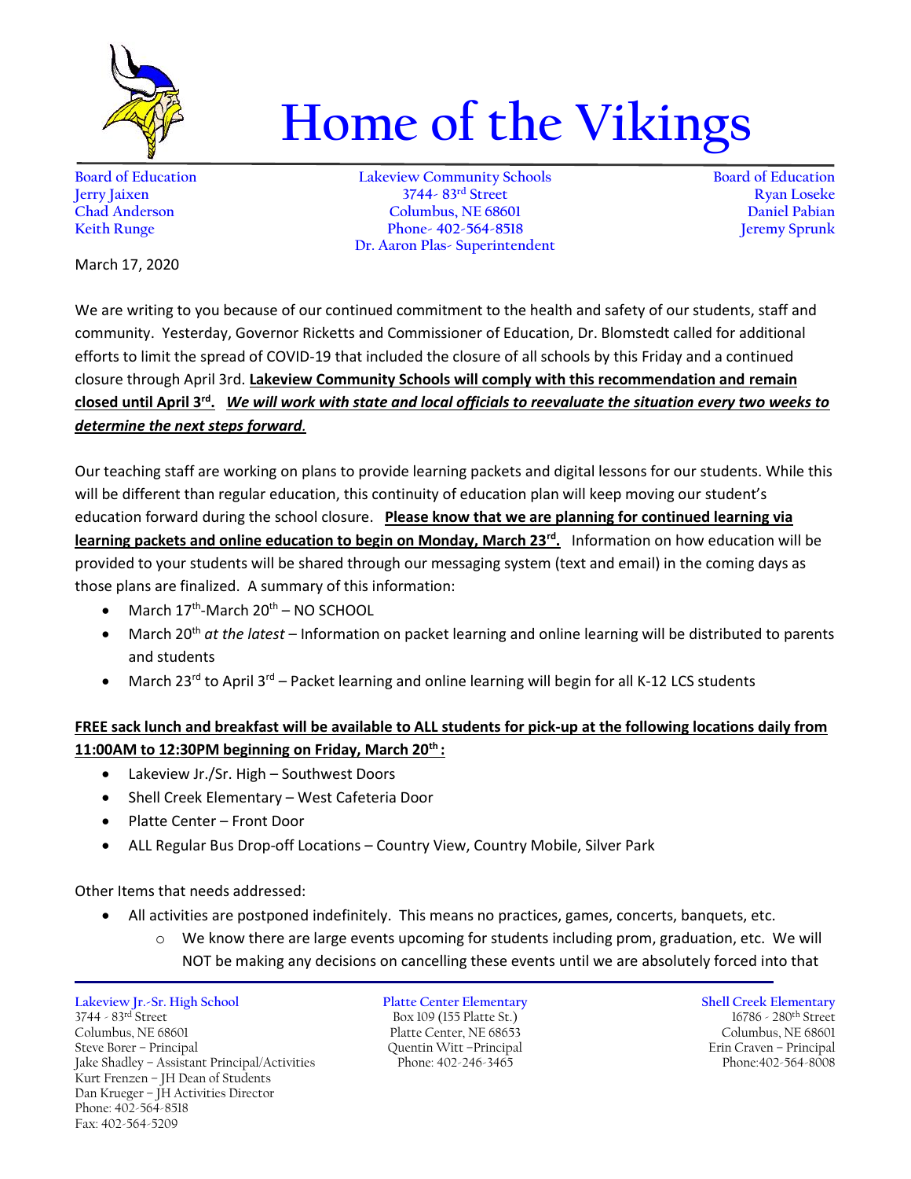# Home of the Vikings

Board of Education
Jerry Jaixen
Chad Anderson
Keith Runge

Lakeview Community Schools
3744- 83rd Street
Columbus, NE 68601
Phone- 402-564-8518
Dr. Aaron Plas- Superintendent

Board of Education
Ryan Loseke
Daniel Pabian
Jeremy Sprunk

March 17, 2020

We are writing to you because of our continued commitment to the health and safety of our students, staff and community. Yesterday, Governor Ricketts and Commissioner of Education, Dr. Blomstedt called for additional efforts to limit the spread of COVID-19 that included the closure of all schools by this Friday and a continued closure through April 3rd. **Lakeview Community Schools will comply with this recommendation and remain closed until April 3rd.** ***We will work with state and local officials to reevaluate the situation every two weeks to determine the next steps forward.***

Our teaching staff are working on plans to provide learning packets and digital lessons for our students. While this will be different than regular education, this continuity of education plan will keep moving our student's education forward during the school closure. **Please know that we are planning for continued learning via learning packets and online education to begin on Monday, March 23rd.** Information on how education will be provided to your students will be shared through our messaging system (text and email) in the coming days as those plans are finalized. A summary of this information:

- March 17th-March 20th – NO SCHOOL
- March 20th *at the latest* – Information on packet learning and online learning will be distributed to parents and students
- March 23rd to April 3rd – Packet learning and online learning will begin for all K-12 LCS students

**FREE sack lunch and breakfast will be available to ALL students for pick-up at the following locations daily from 11:00AM to 12:30PM beginning on Friday, March 20th :**

- Lakeview Jr./Sr. High – Southwest Doors
- Shell Creek Elementary – West Cafeteria Door
- Platte Center – Front Door
- ALL Regular Bus Drop-off Locations – Country View, Country Mobile, Silver Park

Other Items that needs addressed:

- All activities are postponed indefinitely. This means no practices, games, concerts, banquets, etc.
  - We know there are large events upcoming for students including prom, graduation, etc. We will NOT be making any decisions on cancelling these events until we are absolutely forced into that

Lakeview Jr.-Sr. High School
3744 - 83rd Street
Columbus, NE 68601
Steve Borer – Principal
Jake Shadley – Assistant Principal/Activities
Kurt Frenzen – JH Dean of Students
Dan Krueger – JH Activities Director
Phone: 402-564-8518
Fax: 402-564-5209

Platte Center Elementary
Box 109 (155 Platte St.)
Platte Center, NE 68653
Quentin Witt –Principal
Phone: 402-246-3465

Shell Creek Elementary
16786 - 280th Street
Columbus, NE 68601
Erin Craven – Principal
Phone:402-564-8008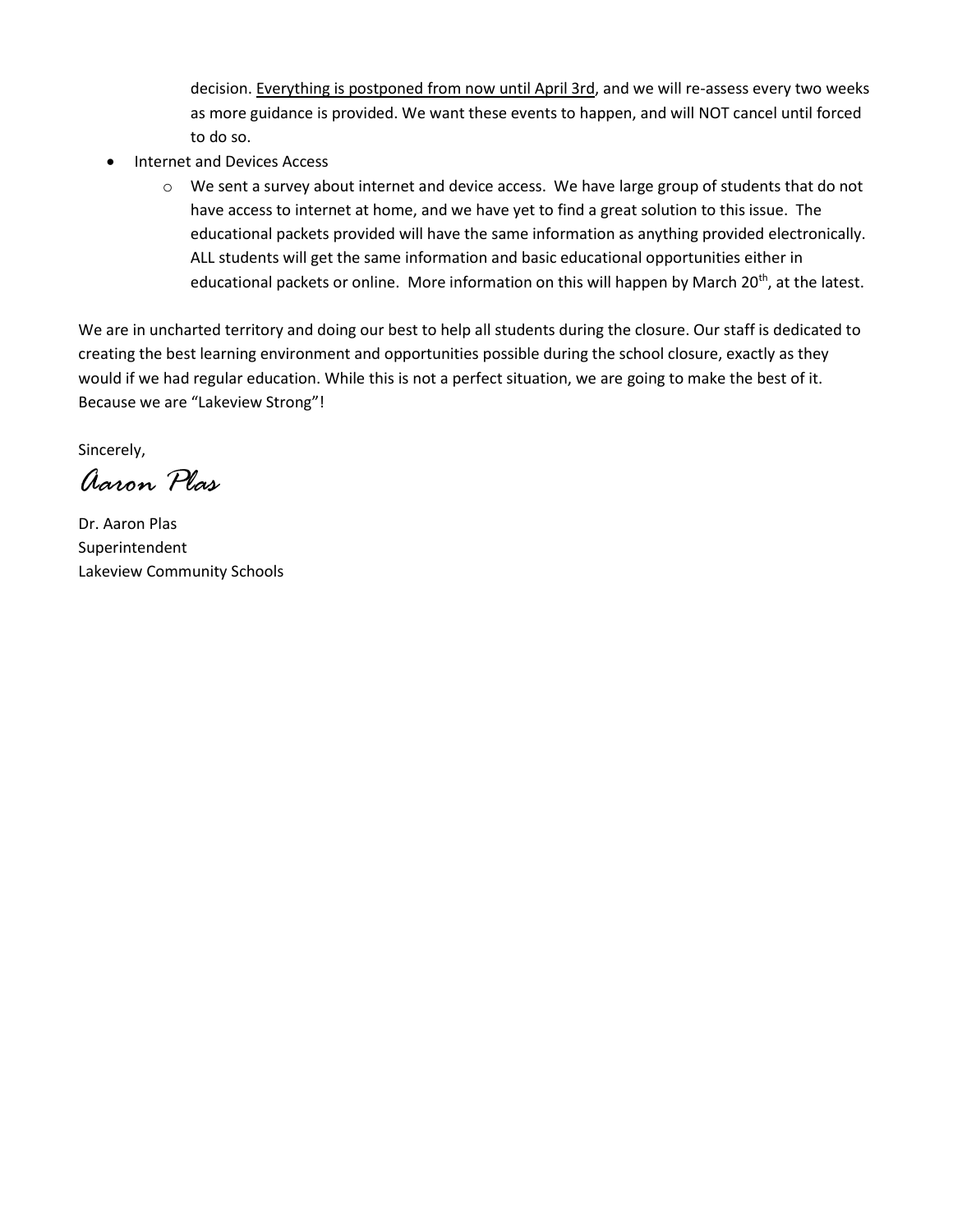decision. Everything is postponed from now until April 3rd, and we will re-assess every two weeks as more guidance is provided. We want these events to happen, and will NOT cancel until forced to do so.

- Internet and Devices Access
  - We sent a survey about internet and device access. We have large group of students that do not have access to internet at home, and we have yet to find a great solution to this issue. The educational packets provided will have the same information as anything provided electronically. ALL students will get the same information and basic educational opportunities either in educational packets or online. More information on this will happen by March 20th, at the latest.

We are in uncharted territory and doing our best to help all students during the closure. Our staff is dedicated to creating the best learning environment and opportunities possible during the school closure, exactly as they would if we had regular education. While this is not a perfect situation, we are going to make the best of it. Because we are "Lakeview Strong"!

Sincerely,

*Aaron Plas*

Dr. Aaron Plas
Superintendent
Lakeview Community Schools